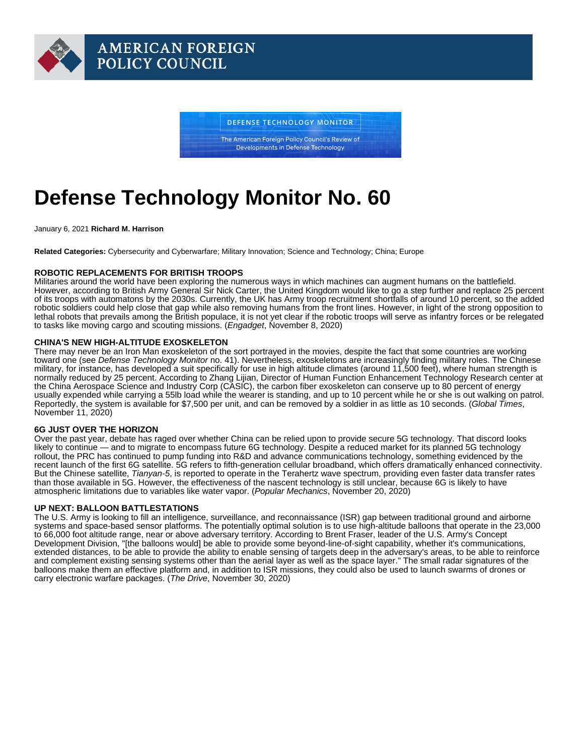# Defense Technology Monitor No. 60

January 6, 2021 **Richard M. Harrison**

**Related Categories:** Cybersecurity and Cyberwarfare; Military Innovation; Science and Technology; China; Europe

**ROBOTIC REPLACEMENTS FOR BRITISH TROOPS**

Militaries around the world have been exploring the numerous ways in which machines can augment humans on the battlefield. However, according to British Army General Sir Nick Carter, the United Kingdom would like to go a step further and replace 25 percent of its troops with automatons by the 2030s. Currently, the UK has Army troop recruitment shortfalls of around 10 percent, so the added robotic soldiers could help close that gap while also removing humans from the front lines. However, in light of the strong opposition to lethal robots that prevails among the British populace, it is not yet clear if the robotic troops will serve as infantry forces or be relegated to tasks like moving cargo and scouting missions. (*Engadget*, November 8, 2020)

**CHINA'S NEW HIGH-ALTITUDE EXOSKELETON**

There may never be an Iron Man exoskeleton of the sort portrayed in the movies, despite the fact that some countries are working toward one (see *Defense Technology Monitor* no. 41). Nevertheless, exoskeletons are increasingly finding military roles. The Chinese military, for instance, has developed a suit specifically for use in high altitude climates (around 11,500 feet), where human strength is normally reduced by 25 percent. According to Zhang Lijian, Director of Human Function Enhancement Technology Research center at the China Aerospace Science and Industry Corp (CASIC), the carbon fiber exoskeleton can conserve up to 80 percent of energy usually expended while carrying a 55lb load while the wearer is standing, and up to 10 percent while he or she is out walking on patrol. Reportedly, the system is available for $7,500 per unit, and can be removed by a soldier in as little as 10 seconds. (*Global Times*, November 11, 2020)

**6G JUST OVER THE HORIZON**

Over the past year, debate has raged over whether China can be relied upon to provide secure 5G technology. That discord looks likely to continue — and to migrate to encompass future 6G technology. Despite a reduced market for its planned 5G technology rollout, the PRC has continued to pump funding into R&D and advance communications technology, something evidenced by the recent launch of the first 6G satellite. 5G refers to fifth-generation cellular broadband, which offers dramatically enhanced connectivity. But the Chinese satellite, *Tianyan-5*, is reported to operate in the Terahertz wave spectrum, providing even faster data transfer rates than those available in 5G. However, the effectiveness of the nascent technology is still unclear, because 6G is likely to have atmospheric limitations due to variables like water vapor. (*Popular Mechanics*, November 20, 2020)

**UP NEXT: BALLOON BATTLESTATIONS**

The U.S. Army is looking to fill an intelligence, surveillance, and reconnaissance (ISR) gap between traditional ground and airborne systems and space-based sensor platforms. The potentially optimal solution is to use high-altitude balloons that operate in the 23,000 to 66,000 foot altitude range, near or above adversary territory. According to Brent Fraser, leader of the U.S. Army's Concept Development Division, "[the balloons would] be able to provide some beyond-line-of-sight capability, whether it's communications, extended distances, to be able to provide the ability to enable sensing of targets deep in the adversary's areas, to be able to reinforce and complement existing sensing systems other than the aerial layer as well as the space layer." The small radar signatures of the balloons make them an effective platform and, in addition to ISR missions, they could also be used to launch swarms of drones or carry electronic warfare packages. (*The Drive*, November 30, 2020)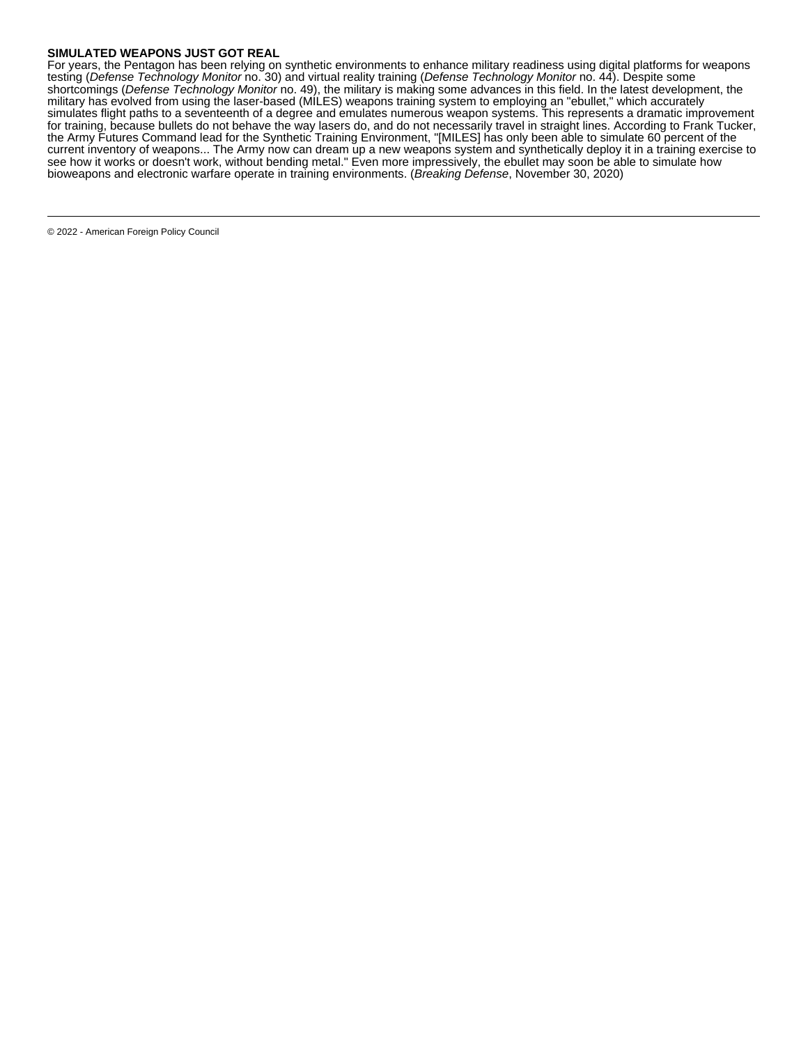**SIMULATED WEAPONS JUST GOT REAL**

For years, the Pentagon has been relying on synthetic environments to enhance military readiness using digital platforms for weapons testing (*Defense Technology Monitor* no. 30) and virtual reality training (*Defense Technology Monitor* no. 44). Despite some shortcomings (*Defense Technology Monitor* no. 49), the military is making some advances in this field. In the latest development, the military has evolved from using the laser-based (MILES) weapons training system to employing an "ebullet," which accurately simulates flight paths to a seventeenth of a degree and emulates numerous weapon systems. This represents a dramatic improvement for training, because bullets do not behave the way lasers do, and do not necessarily travel in straight lines. According to Frank Tucker, the Army Futures Command lead for the Synthetic Training Environment, "[MILES] has only been able to simulate 60 percent of the current inventory of weapons... The Army now can dream up a new weapons system and synthetically deploy it in a training exercise to see how it works or doesn't work, without bending metal." Even more impressively, the ebullet may soon be able to simulate how bioweapons and electronic warfare operate in training environments. (*Breaking Defense*, November 30, 2020)

---

© 2022 - American Foreign Policy Council